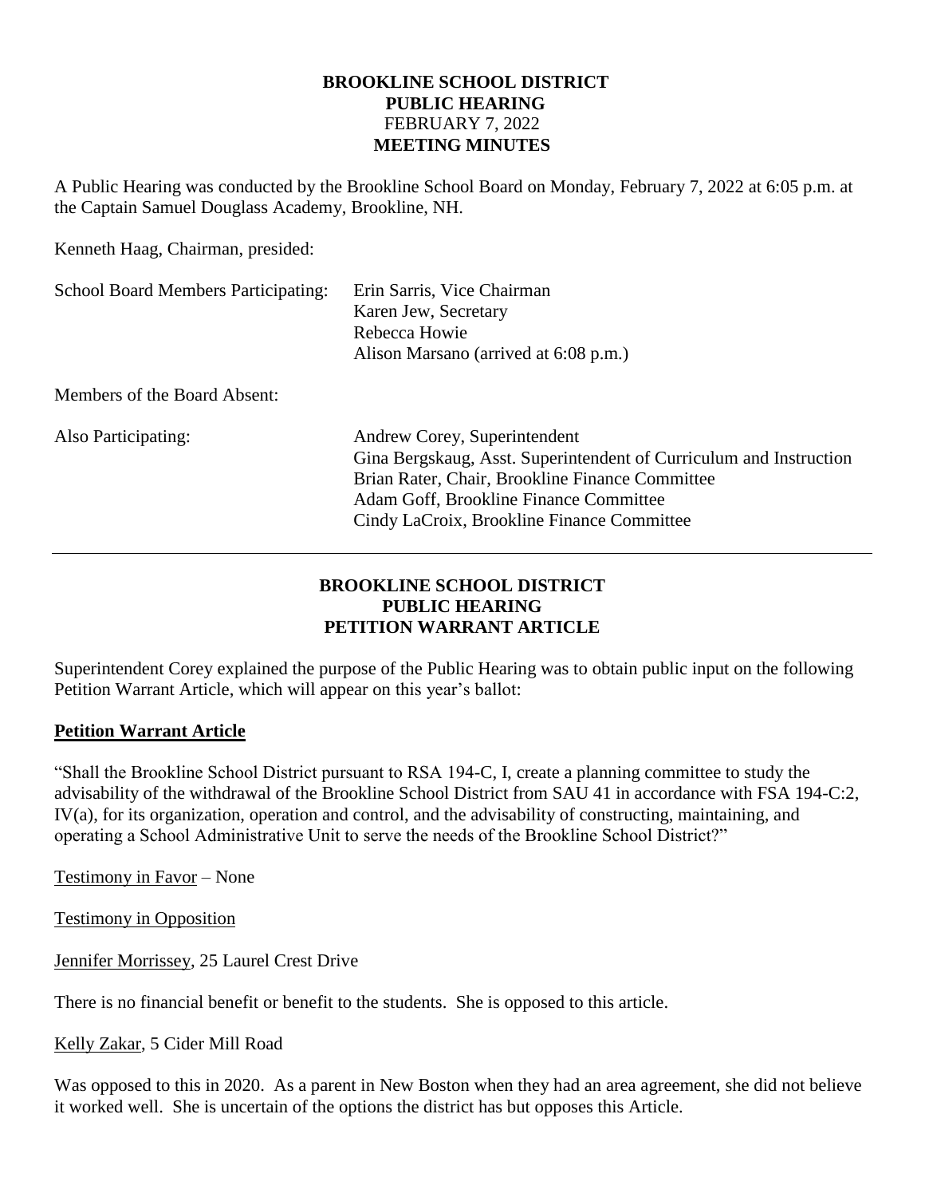**BROOKLINE SCHOOL DISTRICT**
**PUBLIC HEARING**
FEBRUARY 7, 2022
**MEETING MINUTES**

A Public Hearing was conducted by the Brookline School Board on Monday, February 7, 2022 at 6:05 p.m. at the Captain Samuel Douglass Academy, Brookline, NH.

Kenneth Haag, Chairman, presided:

School Board Members Participating: Erin Sarris, Vice Chairman
Karen Jew, Secretary
Rebecca Howie
Alison Marsano (arrived at 6:08 p.m.)

Members of the Board Absent:

Also Participating: Andrew Corey, Superintendent
Gina Bergskaug, Asst. Superintendent of Curriculum and Instruction
Brian Rater, Chair, Brookline Finance Committee
Adam Goff, Brookline Finance Committee
Cindy LaCroix, Brookline Finance Committee

---

**BROOKLINE SCHOOL DISTRICT**
**PUBLIC HEARING**
**PETITION WARRANT ARTICLE**

Superintendent Corey explained the purpose of the Public Hearing was to obtain public input on the following Petition Warrant Article, which will appear on this year's ballot:

**Petition Warrant Article**

"Shall the Brookline School District pursuant to RSA 194-C, I, create a planning committee to study the advisability of the withdrawal of the Brookline School District from SAU 41 in accordance with FSA 194-C:2, IV(a), for its organization, operation and control, and the advisability of constructing, maintaining, and operating a School Administrative Unit to serve the needs of the Brookline School District?"

Testimony in Favor – None

Testimony in Opposition

Jennifer Morrissey, 25 Laurel Crest Drive

There is no financial benefit or benefit to the students. She is opposed to this article.

Kelly Zakar, 5 Cider Mill Road

Was opposed to this in 2020. As a parent in New Boston when they had an area agreement, she did not believe it worked well. She is uncertain of the options the district has but opposes this Article.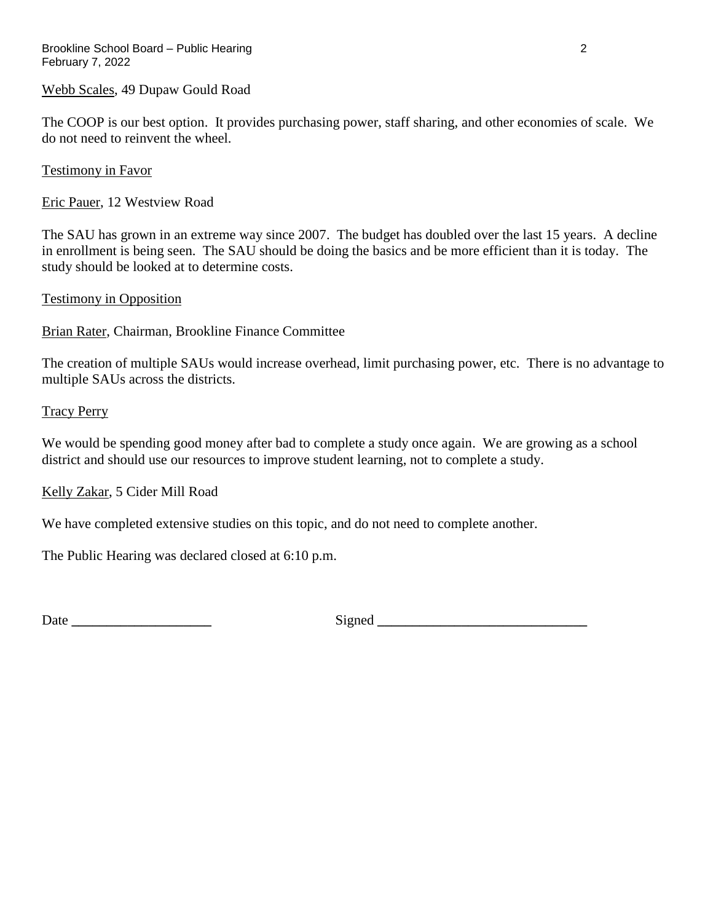Webb Scales, 49 Dupaw Gould Road

The COOP is our best option. It provides purchasing power, staff sharing, and other economies of scale. We do not need to reinvent the wheel.

Testimony in Favor

Eric Pauer, 12 Westview Road

The SAU has grown in an extreme way since 2007. The budget has doubled over the last 15 years. A decline in enrollment is being seen. The SAU should be doing the basics and be more efficient than it is today. The study should be looked at to determine costs.

Testimony in Opposition

Brian Rater, Chairman, Brookline Finance Committee

The creation of multiple SAUs would increase overhead, limit purchasing power, etc. There is no advantage to multiple SAUs across the districts.

Tracy Perry

We would be spending good money after bad to complete a study once again. We are growing as a school district and should use our resources to improve student learning, not to complete a study.

Kelly Zakar, 5 Cider Mill Road

We have completed extensive studies on this topic, and do not need to complete another.

The Public Hearing was declared closed at 6:10 p.m.

Date ____________________ Signed ______________________________